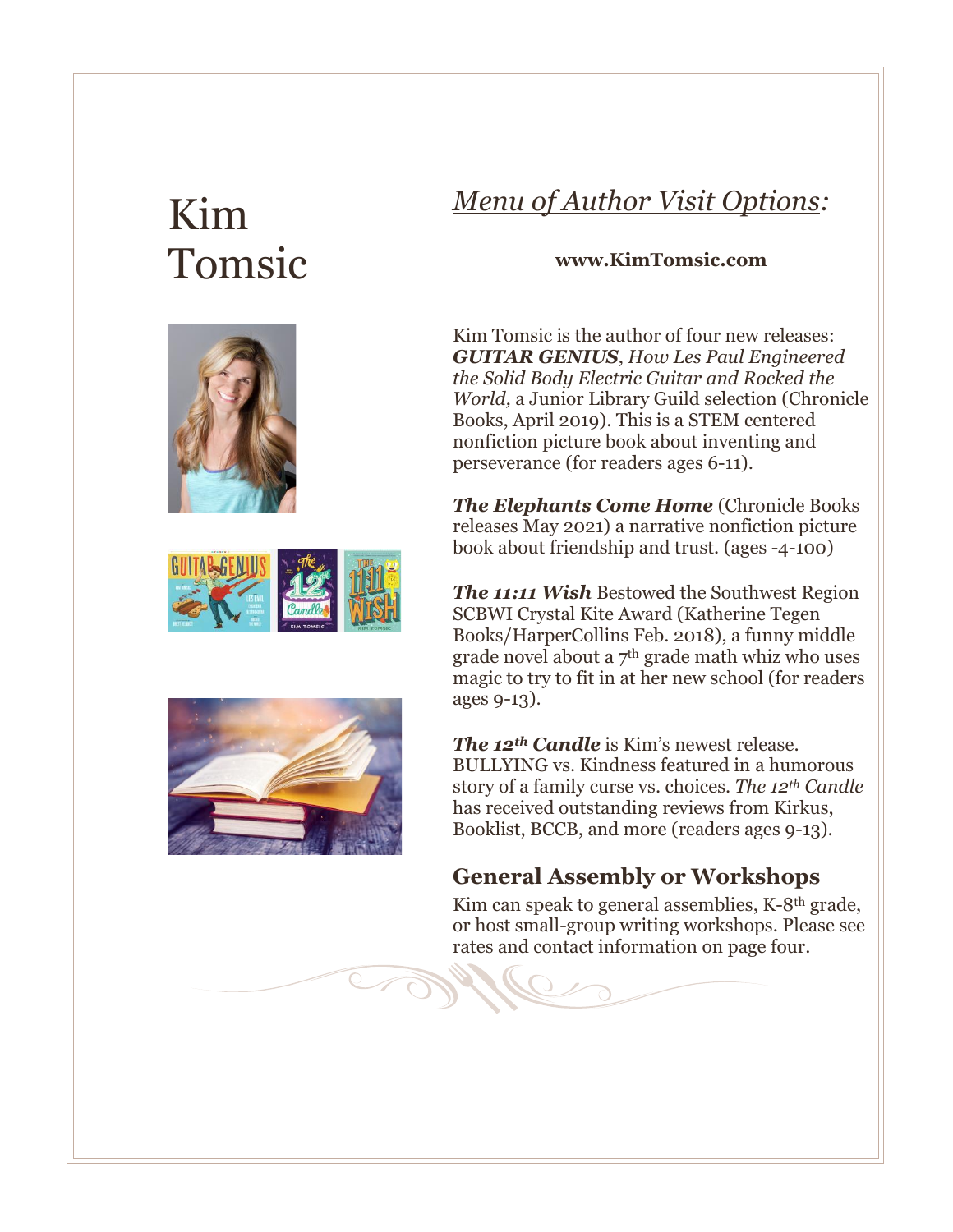# Kim Tomsic

## *Menu of Author Visit Options:*

**www.KimTomsic.com**

Kim Tomsic is the author of four new releases: ***GUITAR GENIUS***, *How Les Paul Engineered the Solid Body Electric Guitar and Rocked the World,* a Junior Library Guild selection (Chronicle Books, April 2019). This is a STEM centered nonfiction picture book about inventing and perseverance (for readers ages 6-11).

***The Elephants Come Home*** (Chronicle Books releases May 2021) a narrative nonfiction picture book about friendship and trust. (ages -4-100)

***The 11:11 Wish*** Bestowed the Southwest Region SCBWI Crystal Kite Award (Katherine Tegen Books/HarperCollins Feb. 2018), a funny middle grade novel about a 7th grade math whiz who uses magic to try to fit in at her new school (for readers ages 9-13).

***The 12th Candle*** is Kim's newest release. BULLYING vs. Kindness featured in a humorous story of a family curse vs. choices. *The 12th Candle* has received outstanding reviews from Kirkus, Booklist, BCCB, and more (readers ages 9-13).

### General Assembly or Workshops

Kim can speak to general assemblies, K-8th grade, or host small-group writing workshops. Please see rates and contact information on page four.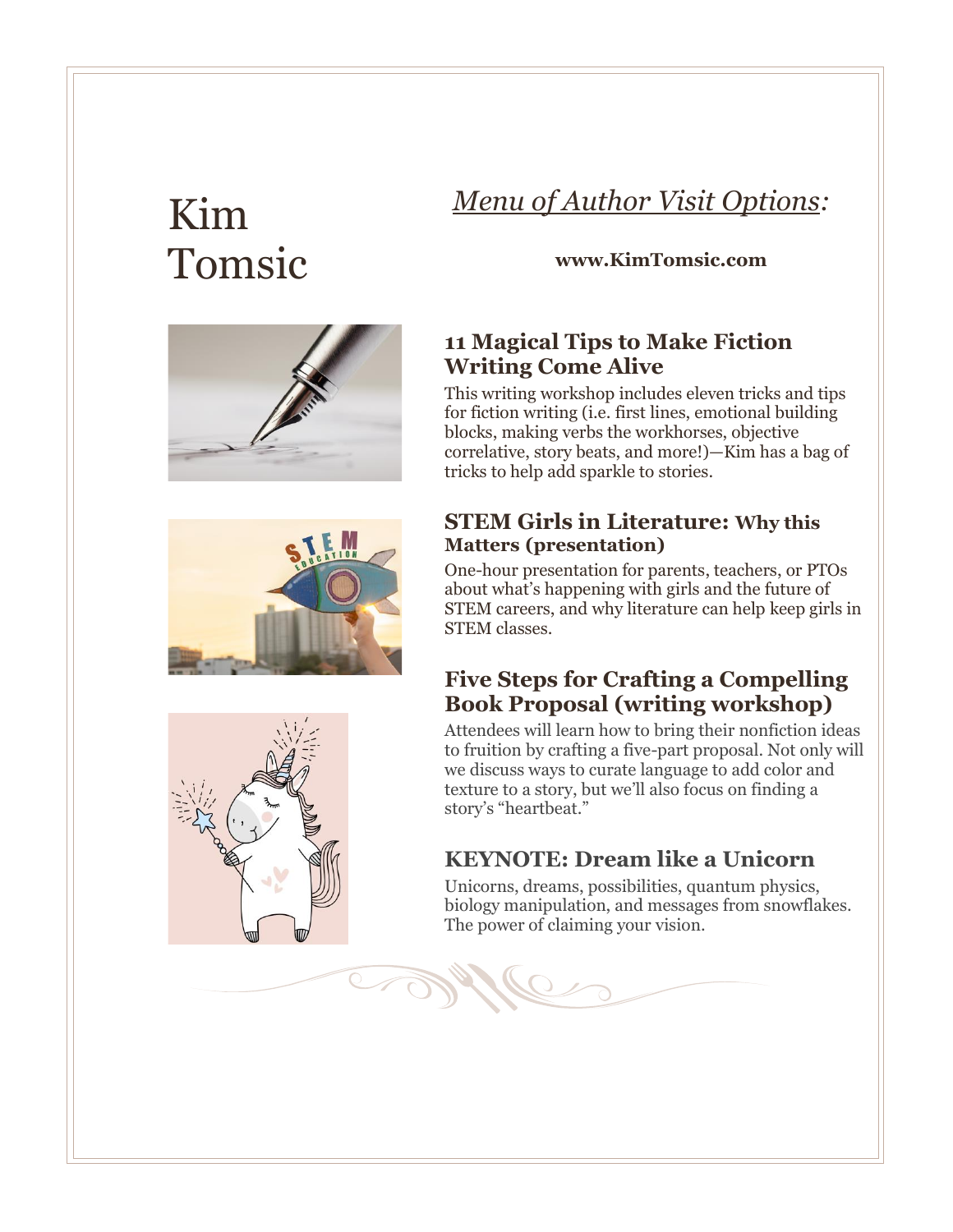# Kim Tomsic

## *Menu of Author Visit Options:*

**www.KimTomsic.com**

### 11 Magical Tips to Make Fiction Writing Come Alive

This writing workshop includes eleven tricks and tips for fiction writing (i.e. first lines, emotional building blocks, making verbs the workhorses, objective correlative, story beats, and more!)—Kim has a bag of tricks to help add sparkle to stories.

### STEM Girls in Literature: Why this Matters (presentation)

One-hour presentation for parents, teachers, or PTOs about what's happening with girls and the future of STEM careers, and why literature can help keep girls in STEM classes.

### Five Steps for Crafting a Compelling Book Proposal (writing workshop)

Attendees will learn how to bring their nonfiction ideas to fruition by crafting a five-part proposal. Not only will we discuss ways to curate language to add color and texture to a story, but we'll also focus on finding a story's "heartbeat."

### KEYNOTE: Dream like a Unicorn

Unicorns, dreams, possibilities, quantum physics, biology manipulation, and messages from snowflakes. The power of claiming your vision.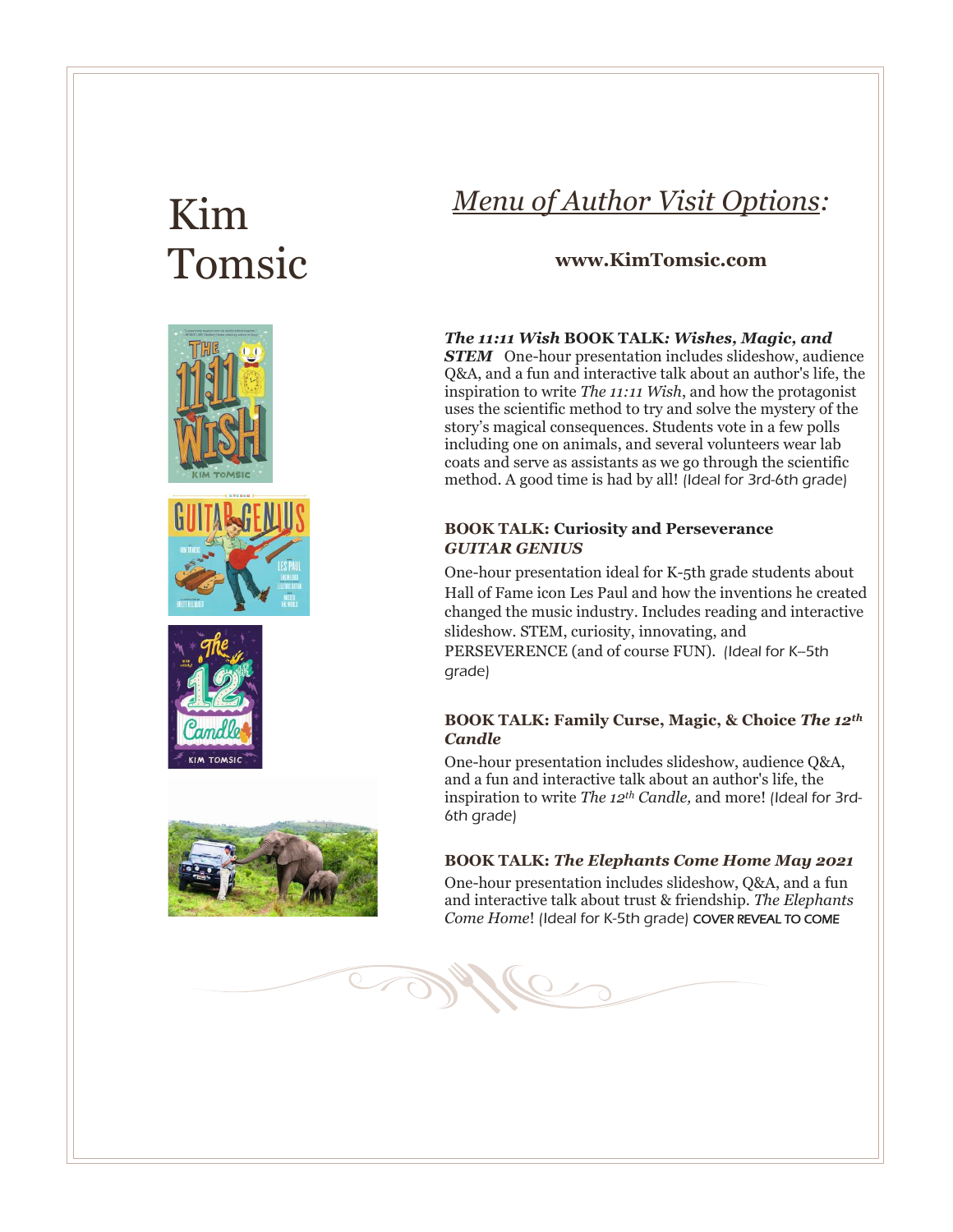# Kim Tomsic

## *Menu of Author Visit Options:*

**www.KimTomsic.com**

***The 11:11 Wish* BOOK TALK*: Wishes, Magic, and STEM*** One-hour presentation includes slideshow, audience Q&A, and a fun and interactive talk about an author's life, the inspiration to write *The 11:11 Wish*, and how the protagonist uses the scientific method to try and solve the mystery of the story's magical consequences. Students vote in a few polls including one on animals, and several volunteers wear lab coats and serve as assistants as we go through the scientific method. A good time is had by all! (Ideal for 3rd-6th grade)

**BOOK TALK: Curiosity and Perseverance *GUITAR GENIUS***

One-hour presentation ideal for K-5th grade students about Hall of Fame icon Les Paul and how the inventions he created changed the music industry. Includes reading and interactive slideshow. STEM, curiosity, innovating, and PERSEVERENCE (and of course FUN). (Ideal for K–5th grade)

**BOOK TALK: Family Curse, Magic, & Choice *The 12th Candle***

One-hour presentation includes slideshow, audience Q&A, and a fun and interactive talk about an author's life, the inspiration to write *The 12th Candle,* and more! (Ideal for 3rd-6th grade)

**BOOK TALK: *The Elephants Come Home May 2021***

One-hour presentation includes slideshow, Q&A, and a fun and interactive talk about trust & friendship. *The Elephants Come Home*! (Ideal for K-5th grade) COVER REVEAL TO COME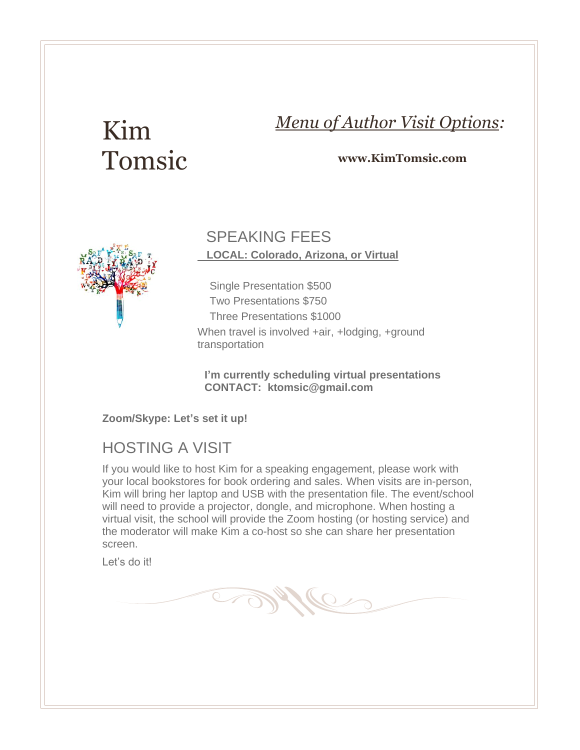# Kim Tomsic

## *Menu of Author Visit Options:*

**www.KimTomsic.com**

## SPEAKING FEES

**LOCAL: Colorado, Arizona, or Virtual**

Single Presentation $500
Two Presentations $750
Three Presentations $1000

When travel is involved +air, +lodging, +ground transportation

**I'm currently scheduling virtual presentations**
**CONTACT: ktomsic@gmail.com**

**Zoom/Skype: Let's set it up!**

## HOSTING A VISIT

If you would like to host Kim for a speaking engagement, please work with your local bookstores for book ordering and sales. When visits are in-person, Kim will bring her laptop and USB with the presentation file. The event/school will need to provide a projector, dongle, and microphone. When hosting a virtual visit, the school will provide the Zoom hosting (or hosting service) and the moderator will make Kim a co-host so she can share her presentation screen.

Let's do it!